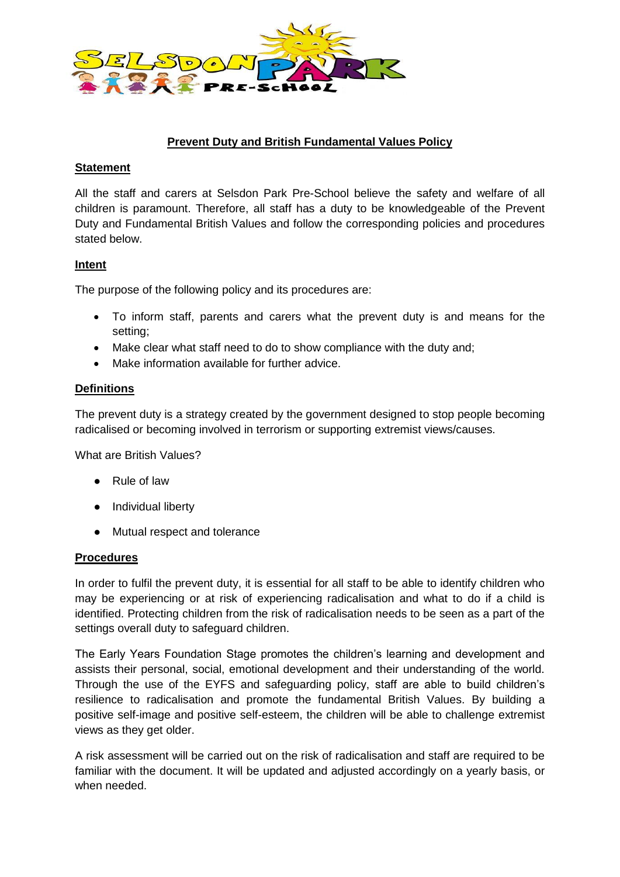## Prevent Duty and British Fundamental Values Policy

### Statement

All the staff and carers at Selsdon Park Pre-School believe the safety and welfare of all children is paramount. Therefore, all staff has a duty to be knowledgeable of the Prevent Duty and Fundamental British Values and follow the corresponding policies and procedures stated below.

### Intent

The purpose of the following policy and its procedures are:

- To inform staff, parents and carers what the prevent duty is and means for the setting;
- Make clear what staff need to do to show compliance with the duty and;
- Make information available for further advice.

### Definitions

The prevent duty is a strategy created by the government designed to stop people becoming radicalised or becoming involved in terrorism or supporting extremist views/causes.

What are British Values?

- Rule of law
- Individual liberty
- Mutual respect and tolerance

### Procedures

In order to fulfil the prevent duty, it is essential for all staff to be able to identify children who may be experiencing or at risk of experiencing radicalisation and what to do if a child is identified. Protecting children from the risk of radicalisation needs to be seen as a part of the settings overall duty to safeguard children.

The Early Years Foundation Stage promotes the children's learning and development and assists their personal, social, emotional development and their understanding of the world. Through the use of the EYFS and safeguarding policy, staff are able to build children's resilience to radicalisation and promote the fundamental British Values. By building a positive self-image and positive self-esteem, the children will be able to challenge extremist views as they get older.

A risk assessment will be carried out on the risk of radicalisation and staff are required to be familiar with the document. It will be updated and adjusted accordingly on a yearly basis, or when needed.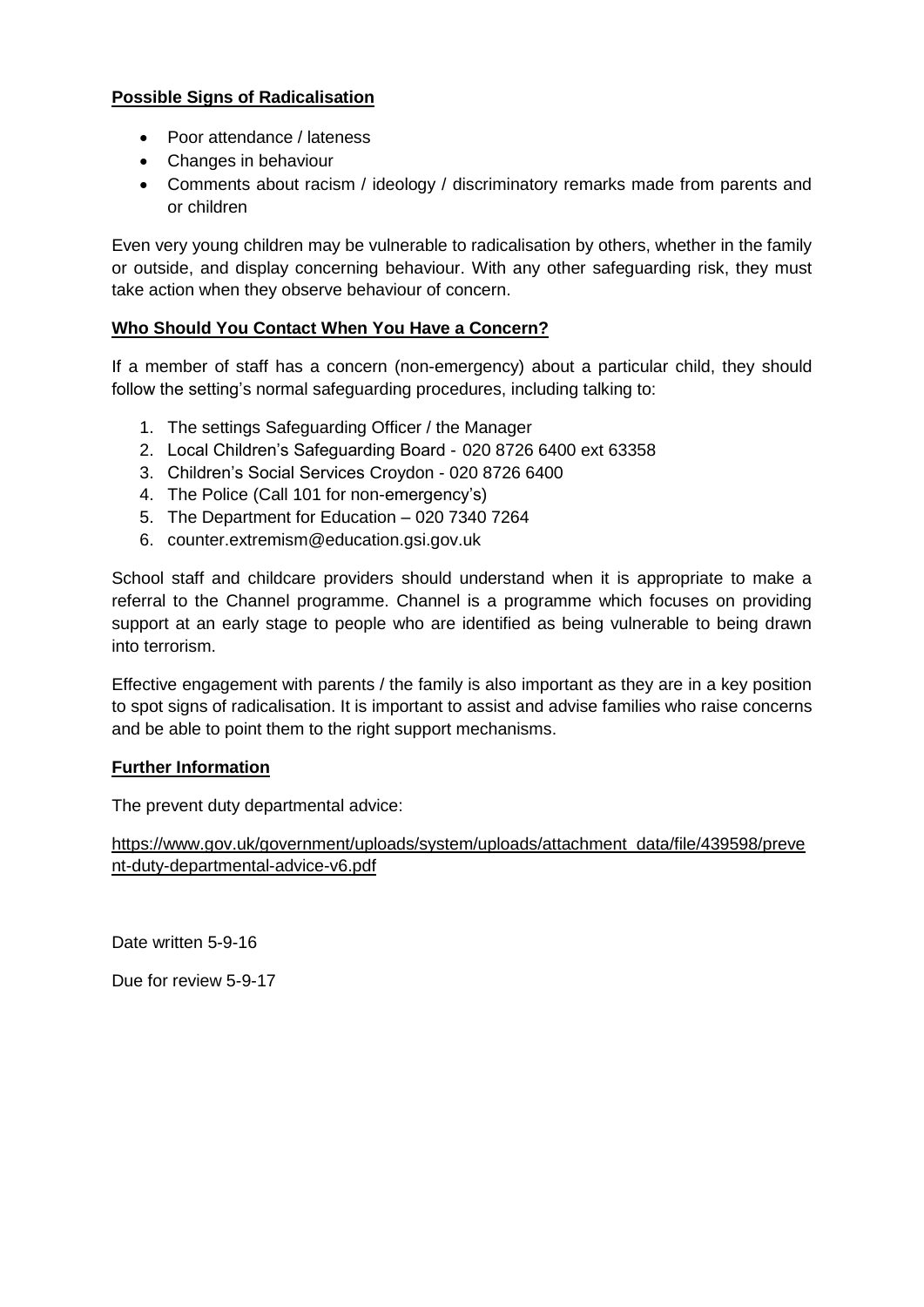**Possible Signs of Radicalisation**

- Poor attendance / lateness
- Changes in behaviour
- Comments about racism / ideology / discriminatory remarks made from parents and or children

Even very young children may be vulnerable to radicalisation by others, whether in the family or outside, and display concerning behaviour. With any other safeguarding risk, they must take action when they observe behaviour of concern.

**Who Should You Contact When You Have a Concern?**

If a member of staff has a concern (non-emergency) about a particular child, they should follow the setting's normal safeguarding procedures, including talking to:

1. The settings Safeguarding Officer / the Manager
2. Local Children's Safeguarding Board - 020 8726 6400 ext 63358
3. Children's Social Services Croydon - 020 8726 6400
4. The Police (Call 101 for non-emergency's)
5. The Department for Education – 020 7340 7264
6. counter.extremism@education.gsi.gov.uk

School staff and childcare providers should understand when it is appropriate to make a referral to the Channel programme. Channel is a programme which focuses on providing support at an early stage to people who are identified as being vulnerable to being drawn into terrorism.

Effective engagement with parents / the family is also important as they are in a key position to spot signs of radicalisation. It is important to assist and advise families who raise concerns and be able to point them to the right support mechanisms.

**Further Information**

The prevent duty departmental advice:

https://www.gov.uk/government/uploads/system/uploads/attachment_data/file/439598/prevent-duty-departmental-advice-v6.pdf

Date written 5-9-16

Due for review 5-9-17